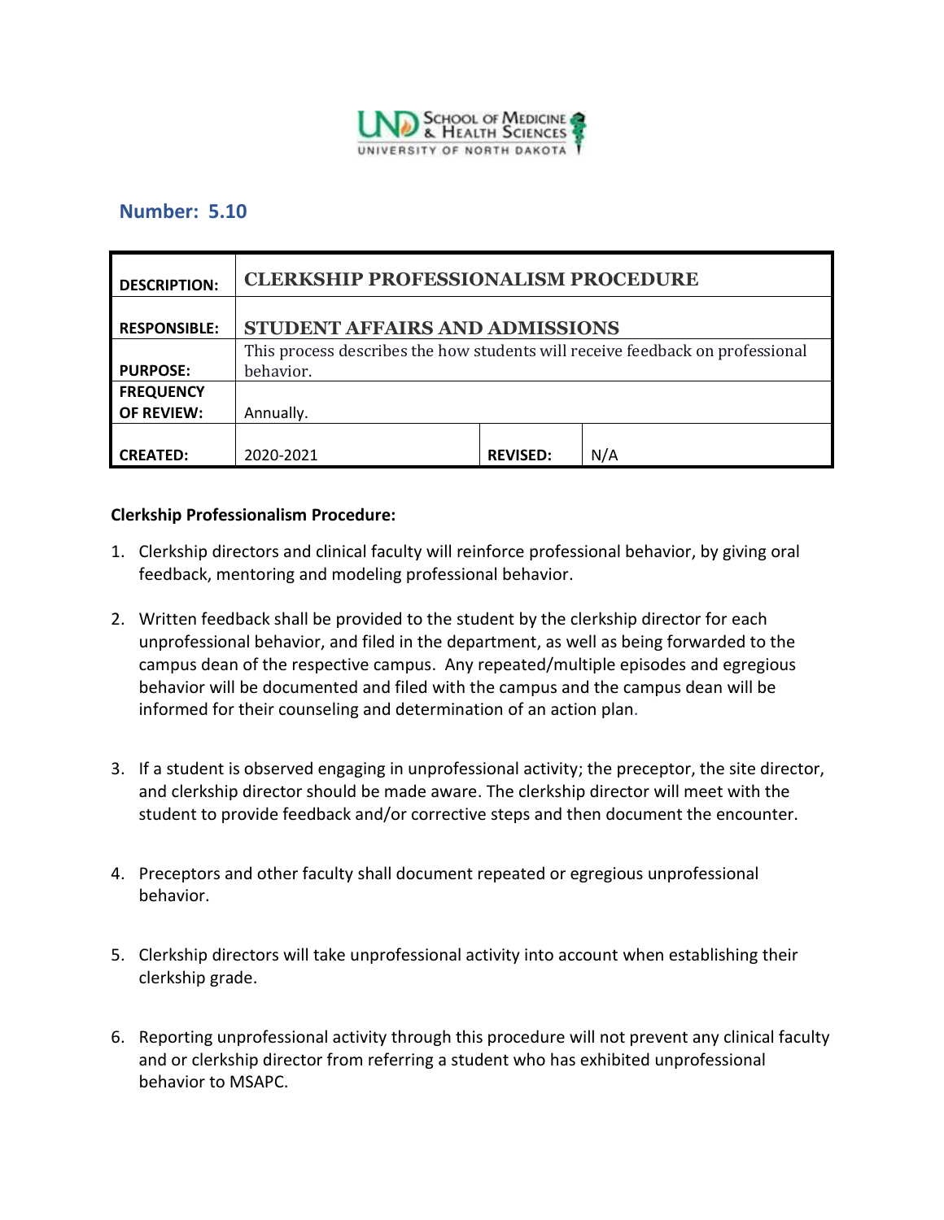**Number: 5.10**

| DESCRIPTION: | CLERKSHIP PROFESSIONALISM PROCEDURE | | |
|---|---|---|---|
| RESPONSIBLE: | STUDENT AFFAIRS AND ADMISSIONS | | |
| PURPOSE: | This process describes the how students will receive feedback on professional behavior. | | |
| FREQUENCY OF REVIEW: | Annually. | | |
| CREATED: | 2020-2021 | REVISED: | N/A |

**Clerkship Professionalism Procedure:**

1. Clerkship directors and clinical faculty will reinforce professional behavior, by giving oral feedback, mentoring and modeling professional behavior.

2. Written feedback shall be provided to the student by the clerkship director for each unprofessional behavior, and filed in the department, as well as being forwarded to the campus dean of the respective campus. Any repeated/multiple episodes and egregious behavior will be documented and filed with the campus and the campus dean will be informed for their counseling and determination of an action plan.

3. If a student is observed engaging in unprofessional activity; the preceptor, the site director, and clerkship director should be made aware. The clerkship director will meet with the student to provide feedback and/or corrective steps and then document the encounter.

4. Preceptors and other faculty shall document repeated or egregious unprofessional behavior.

5. Clerkship directors will take unprofessional activity into account when establishing their clerkship grade.

6. Reporting unprofessional activity through this procedure will not prevent any clinical faculty and or clerkship director from referring a student who has exhibited unprofessional behavior to MSAPC.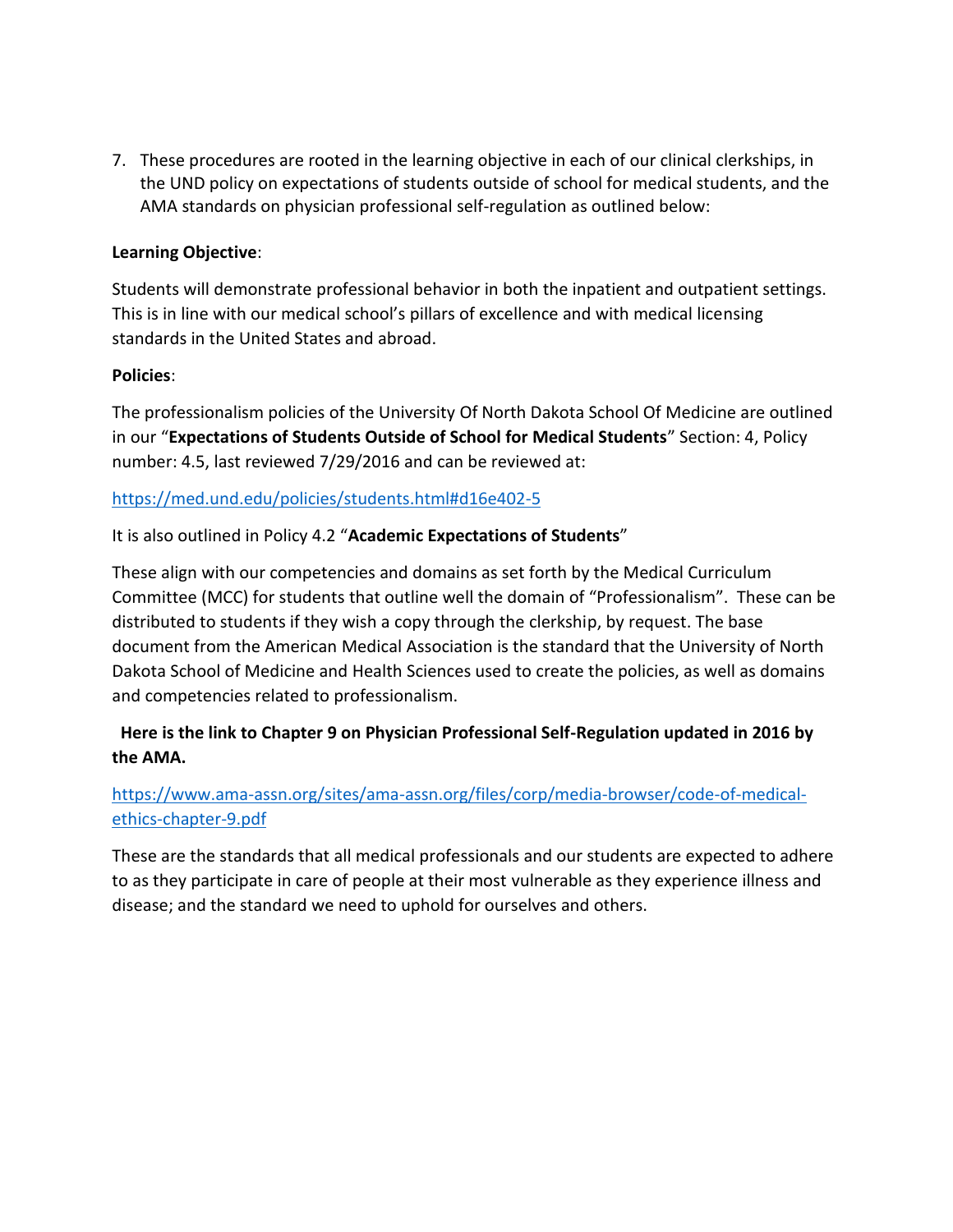7. These procedures are rooted in the learning objective in each of our clinical clerkships, in the UND policy on expectations of students outside of school for medical students, and the AMA standards on physician professional self-regulation as outlined below:

**Learning Objective**:

Students will demonstrate professional behavior in both the inpatient and outpatient settings. This is in line with our medical school's pillars of excellence and with medical licensing standards in the United States and abroad.

**Policies**:

The professionalism policies of the University Of North Dakota School Of Medicine are outlined in our "**Expectations of Students Outside of School for Medical Students**" Section: 4, Policy number: 4.5, last reviewed 7/29/2016 and can be reviewed at:

https://med.und.edu/policies/students.html#d16e402-5

It is also outlined in Policy 4.2 "**Academic Expectations of Students**"

These align with our competencies and domains as set forth by the Medical Curriculum Committee (MCC) for students that outline well the domain of "Professionalism". These can be distributed to students if they wish a copy through the clerkship, by request. The base document from the American Medical Association is the standard that the University of North Dakota School of Medicine and Health Sciences used to create the policies, as well as domains and competencies related to professionalism.

**Here is the link to Chapter 9 on Physician Professional Self-Regulation updated in 2016 by the AMA.**

https://www.ama-assn.org/sites/ama-assn.org/files/corp/media-browser/code-of-medical-ethics-chapter-9.pdf

These are the standards that all medical professionals and our students are expected to adhere to as they participate in care of people at their most vulnerable as they experience illness and disease; and the standard we need to uphold for ourselves and others.